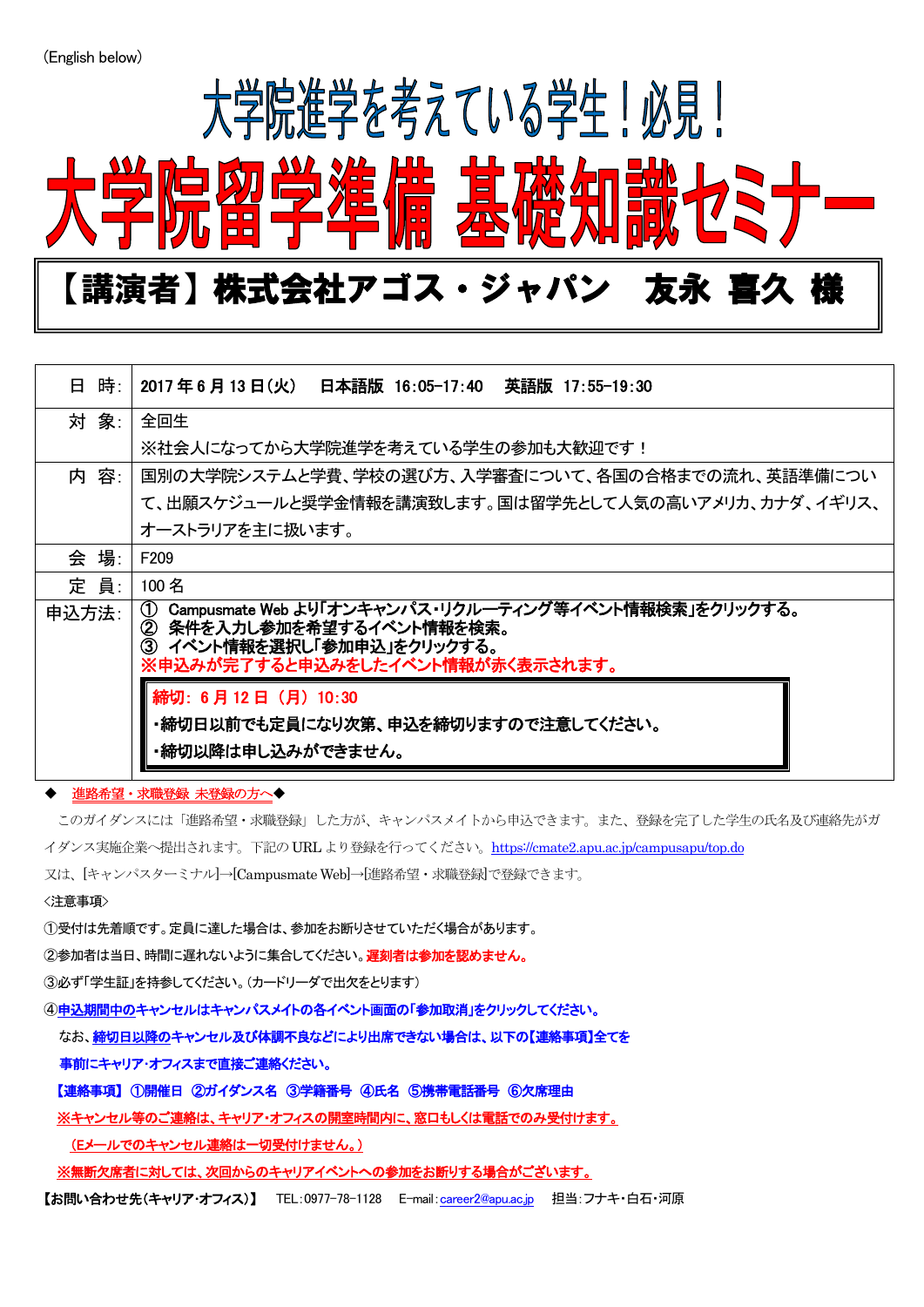(English below)

# 大学院進学を考えている学生！必見！

# 大学院留学準備 基礎知識セミナー

## 【講演者】株式会社アゴス・ジャパン　友永 喜久 様

| 項目 | 内容 |
|---|---|
| 日　時: | 2017年6月13日(火)　日本語版 16:05-17:40　英語版 17:55-19:30 |
| 対　象: | 全回生<br>※社会人になってから大学院進学を考えている学生の参加も大歓迎です！ |
| 内　容: | 国別の大学院システムと学費、学校の選び方、入学審査について、各国の合格までの流れ、英語準備について、出願スケジュールと奨学金情報を講演致します。国は留学先として人気の高いアメリカ、カナダ、イギリス、オーストラリアを主に扱います。 |
| 会　場: | F209 |
| 定　員: | 100名 |
| 申込方法: | **① Campusmate Web より「オンキャンパス・リクルーティング等イベント情報検索」をクリックする。**<br>**② 条件を入力し参加を希望するイベント情報を検索。**<br>**③ イベント情報を選択し「参加申込」をクリックする。**<br>**※申込みが完了すると申込みをしたイベント情報が赤く表示されます。**<br>**締切: 6月12日（月）10:30**<br>**・締切日以前でも定員になり次第、申込を締切りますので注意してください。**<br>**・締切以降は申し込みができません。** |

◆　進路希望・求職登録 未登録の方へ◆

このガイダンスには「進路希望・求職登録」した方が、キャンパスメイトから申込できます。また、登録を完了した学生の氏名及び連絡先がガイダンス実施企業へ提出されます。下記の URL より登録を行ってください。https://cmate2.apu.ac.jp/campusapu/top.do

又は、[キャンパスターミナル]→[Campusmate Web]→[進路希望・求職登録]で登録できます。

<注意事項>

①受付は先着順です。定員に達した場合は、参加をお断りさせていただく場合があります。

②参加者は当日、時間に遅れないように集合してください。**遅刻者は参加を認めません。**

③必ず「学生証」を持参してください。(カードリーダで出欠をとります)

**④申込期間中のキャンセルはキャンパスメイトの各イベント画面の「参加取消」をクリックしてください。**

**なお、締切日以降のキャンセル及び体調不良などにより出席できない場合は、以下の【連絡事項】全てを事前にキャリア・オフィスまで直接ご連絡ください。**

**【連絡事項】①開催日　②ガイダンス名　③学籍番号　④氏名　⑤携帯電話番号　⑥欠席理由**

**※キャンセル等のご連絡は、キャリア・オフィスの開室時間内に、窓口もしくは電話でのみ受付けます。**

**（Eメールでのキャンセル連絡は一切受付けません。）**

**※無断欠席者に対しては、次回からのキャリアイベントへの参加をお断りする場合がございます。**

**【お問い合わせ先(キャリア・オフィス)】**　TEL:0977-78-1128　E-mail: career2@apu.ac.jp　担当:フナキ・白石・河原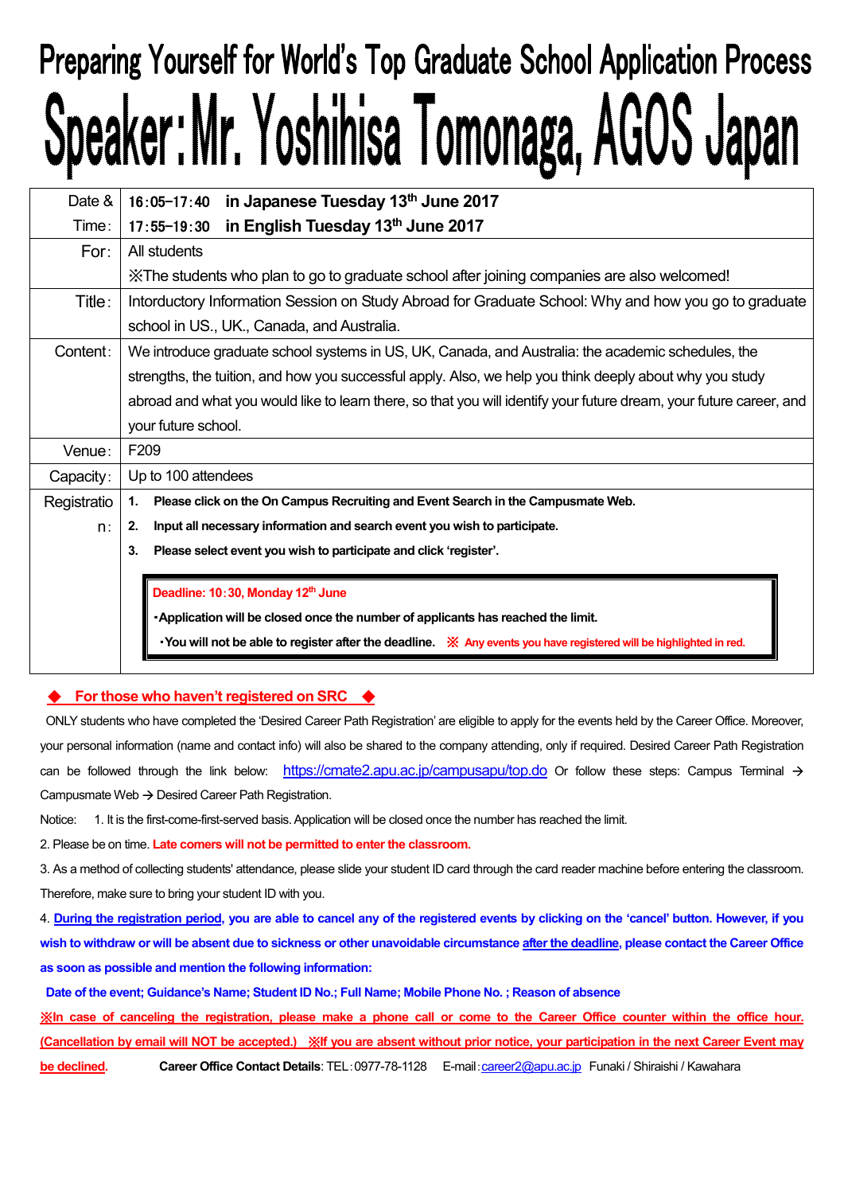# Preparing Yourself for World's Top Graduate School Application Process

# Speaker:Mr. Yoshihisa Tomonaga, AGOS Japan

| | |
|---|---|
| Date & Time: | 16:05−17:40 **in Japanese Tuesday 13th June 2017**<br>17:55−19:30 **in English Tuesday 13th June 2017** |
| For: | All students<br>※The students who plan to go to graduate school after joining companies are also welcomed! |
| Title: | Intorductory Information Session on Study Abroad for Graduate School: Why and how you go to graduate school in US., UK., Canada, and Australia. |
| Content: | We introduce graduate school systems in US, UK, Canada, and Australia: the academic schedules, the strengths, the tuition, and how you successful apply. Also, we help you think deeply about why you study abroad and what you would like to learn there, so that you will identify your future dream, your future career, and your future school. |
| Venue: | F209 |
| Capacity: | Up to 100 attendees |
| Registration: | **1. Please click on the On Campus Recruiting and Event Search in the Campusmate Web.**<br>**2. Input all necessary information and search event you wish to participate.**<br>**3. Please select event you wish to participate and click 'register'.**<br>**Deadline: 10:30, Monday 12th June**<br>**・Application will be closed once the number of applicants has reached the limit.**<br>**・You will not be able to register after the deadline.** **※ Any events you have registered will be highlighted in red.** |

**◆ For those who haven't registered on SRC ◆**

ONLY students who have completed the 'Desired Career Path Registration' are eligible to apply for the events held by the Career Office. Moreover, your personal information (name and contact info) will also be shared to the company attending, only if required. Desired Career Path Registration can be followed through the link below: https://cmate2.apu.ac.jp/campusapu/top.do Or follow these steps: Campus Terminal → Campusmate Web → Desired Career Path Registration.

Notice: 1. It is the first-come-first-served basis. Application will be closed once the number has reached the limit.

2. Please be on time. **Late comers will not be permitted to enter the classroom.**

3. As a method of collecting students' attendance, please slide your student ID card through the card reader machine before entering the classroom. Therefore, make sure to bring your student ID with you.

4. **During the registration period, you are able to cancel any of the registered events by clicking on the 'cancel' button. However, if you wish to withdraw or will be absent due to sickness or other unavoidable circumstance after the deadline, please contact the Career Office as soon as possible and mention the following information:**

**Date of the event; Guidance's Name; Student ID No.; Full Name; Mobile Phone No. ; Reason of absence**

**※In case of canceling the registration, please make a phone call or come to the Career Office counter within the office hour. (Cancellation by email will NOT be accepted.) ※If you are absent without prior notice, your participation in the next Career Event may be declined.** **Career Office Contact Details**: TEL: 0977-78-1128 E-mail: career2@apu.ac.jp Funaki / Shiraishi / Kawahara